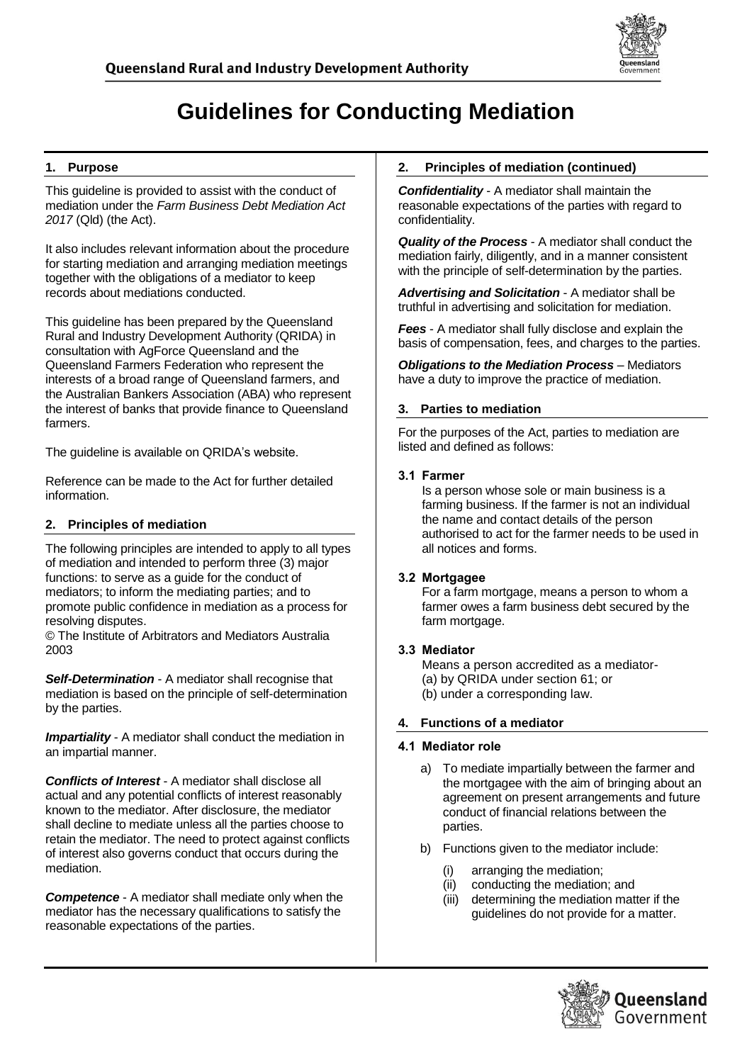# Guidelines for Conducting Mediation

## 1. Purpose

This guideline is provided to assist with the conduct of mediation under the *Farm Business Debt Mediation Act 2017* (Qld) (the Act).

It also includes relevant information about the procedure for starting mediation and arranging mediation meetings together with the obligations of a mediator to keep records about mediations conducted.

This guideline has been prepared by the Queensland Rural and Industry Development Authority (QRIDA) in consultation with AgForce Queensland and the Queensland Farmers Federation who represent the interests of a broad range of Queensland farmers, and the Australian Bankers Association (ABA) who represent the interest of banks that provide finance to Queensland farmers.

The guideline is available on QRIDA's website.

Reference can be made to the Act for further detailed information.

## 2. Principles of mediation

The following principles are intended to apply to all types of mediation and intended to perform three (3) major functions: to serve as a guide for the conduct of mediators; to inform the mediating parties; and to promote public confidence in mediation as a process for resolving disputes.

© The Institute of Arbitrators and Mediators Australia 2003

***Self-Determination*** - A mediator shall recognise that mediation is based on the principle of self-determination by the parties.

***Impartiality*** - A mediator shall conduct the mediation in an impartial manner.

***Conflicts of Interest*** - A mediator shall disclose all actual and any potential conflicts of interest reasonably known to the mediator. After disclosure, the mediator shall decline to mediate unless all the parties choose to retain the mediator. The need to protect against conflicts of interest also governs conduct that occurs during the mediation.

***Competence*** - A mediator shall mediate only when the mediator has the necessary qualifications to satisfy the reasonable expectations of the parties.

## 2. Principles of mediation (continued)

***Confidentiality*** - A mediator shall maintain the reasonable expectations of the parties with regard to confidentiality.

***Quality of the Process*** - A mediator shall conduct the mediation fairly, diligently, and in a manner consistent with the principle of self-determination by the parties.

***Advertising and Solicitation*** - A mediator shall be truthful in advertising and solicitation for mediation.

***Fees*** - A mediator shall fully disclose and explain the basis of compensation, fees, and charges to the parties.

***Obligations to the Mediation Process*** – Mediators have a duty to improve the practice of mediation.

## 3. Parties to mediation

For the purposes of the Act, parties to mediation are listed and defined as follows:

### 3.1 Farmer

Is a person whose sole or main business is a farming business. If the farmer is not an individual the name and contact details of the person authorised to act for the farmer needs to be used in all notices and forms.

### 3.2 Mortgagee

For a farm mortgage, means a person to whom a farmer owes a farm business debt secured by the farm mortgage.

### 3.3 Mediator

Means a person accredited as a mediator-
(a) by QRIDA under section 61; or
(b) under a corresponding law.

## 4. Functions of a mediator

### 4.1 Mediator role

a) To mediate impartially between the farmer and the mortgagee with the aim of bringing about an agreement on present arrangements and future conduct of financial relations between the parties.

b) Functions given to the mediator include:

   (i) arranging the mediation;
   (ii) conducting the mediation; and
   (iii) determining the mediation matter if the guidelines do not provide for a matter.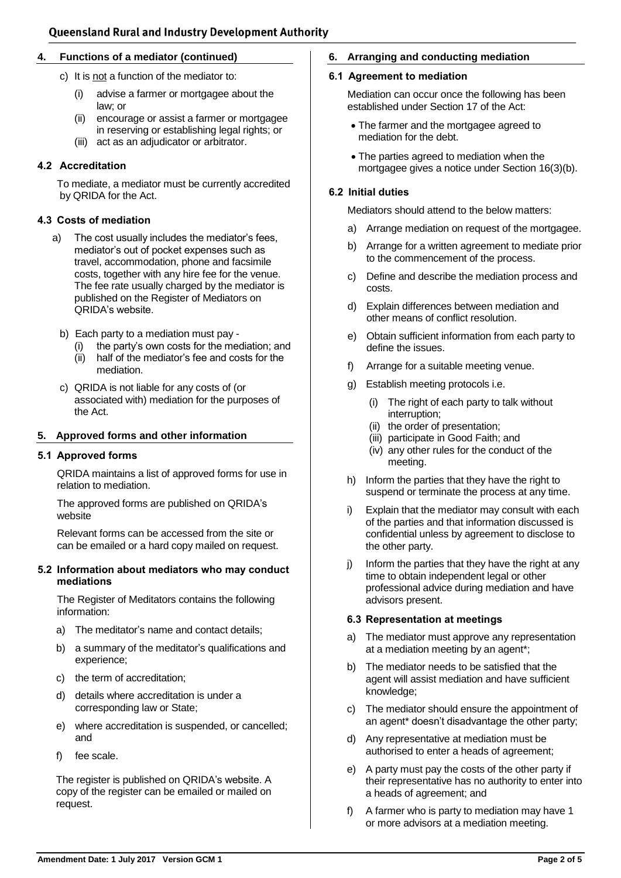## 4. Functions of a mediator (continued)

c) It is not a function of the mediator to:

(i) advise a farmer or mortgagee about the law; or
(ii) encourage or assist a farmer or mortgagee in reserving or establishing legal rights; or
(iii) act as an adjudicator or arbitrator.

### 4.2 Accreditation

To mediate, a mediator must be currently accredited by QRIDA for the Act.

### 4.3 Costs of mediation

a) The cost usually includes the mediator's fees, mediator's out of pocket expenses such as travel, accommodation, phone and facsimile costs, together with any hire fee for the venue. The fee rate usually charged by the mediator is published on the Register of Mediators on QRIDA's website.

b) Each party to a mediation must pay -
(i) the party's own costs for the mediation; and
(ii) half of the mediator's fee and costs for the mediation.

c) QRIDA is not liable for any costs of (or associated with) mediation for the purposes of the Act.

## 5. Approved forms and other information

### 5.1 Approved forms

QRIDA maintains a list of approved forms for use in relation to mediation.

The approved forms are published on QRIDA's website

Relevant forms can be accessed from the site or can be emailed or a hard copy mailed on request.

### 5.2 Information about mediators who may conduct mediations

The Register of Meditators contains the following information:

a) The meditator's name and contact details;

b) a summary of the meditator's qualifications and experience;

c) the term of accreditation;

d) details where accreditation is under a corresponding law or State;

e) where accreditation is suspended, or cancelled; and

f) fee scale.

The register is published on QRIDA's website. A copy of the register can be emailed or mailed on request.

## 6. Arranging and conducting mediation

### 6.1 Agreement to mediation

Mediation can occur once the following has been established under Section 17 of the Act:

- The farmer and the mortgagee agreed to mediation for the debt.
- The parties agreed to mediation when the mortgagee gives a notice under Section 16(3)(b).

### 6.2 Initial duties

Mediators should attend to the below matters:

a) Arrange mediation on request of the mortgagee.

b) Arrange for a written agreement to mediate prior to the commencement of the process.

c) Define and describe the mediation process and costs.

d) Explain differences between mediation and other means of conflict resolution.

e) Obtain sufficient information from each party to define the issues.

f) Arrange for a suitable meeting venue.

g) Establish meeting protocols i.e.

(i) The right of each party to talk without interruption;
(ii) the order of presentation;
(iii) participate in Good Faith; and
(iv) any other rules for the conduct of the meeting.

h) Inform the parties that they have the right to suspend or terminate the process at any time.

i) Explain that the mediator may consult with each of the parties and that information discussed is confidential unless by agreement to disclose to the other party.

j) Inform the parties that they have the right at any time to obtain independent legal or other professional advice during mediation and have advisors present.

### 6.3 Representation at meetings

a) The mediator must approve any representation at a mediation meeting by an agent*;

b) The mediator needs to be satisfied that the agent will assist mediation and have sufficient knowledge;

c) The mediator should ensure the appointment of an agent* doesn't disadvantage the other party;

d) Any representative at mediation must be authorised to enter a heads of agreement;

e) A party must pay the costs of the other party if their representative has no authority to enter into a heads of agreement; and

f) A farmer who is party to mediation may have 1 or more advisors at a mediation meeting.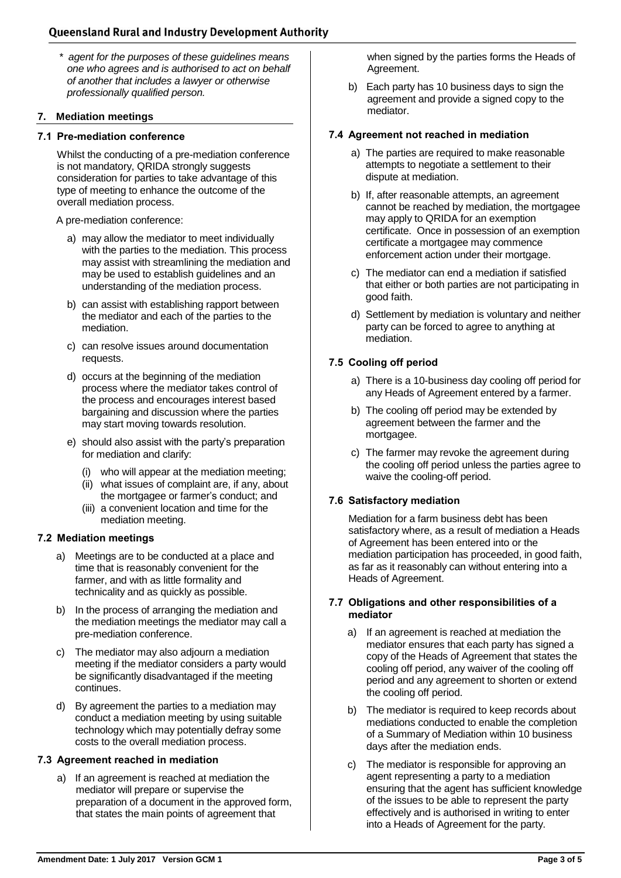\* *agent for the purposes of these guidelines means one who agrees and is authorised to act on behalf of another that includes a lawyer or otherwise professionally qualified person.*

## 7. Mediation meetings

### 7.1 Pre-mediation conference

Whilst the conducting of a pre-mediation conference is not mandatory, QRIDA strongly suggests consideration for parties to take advantage of this type of meeting to enhance the outcome of the overall mediation process.

A pre-mediation conference:

a) may allow the mediator to meet individually with the parties to the mediation. This process may assist with streamlining the mediation and may be used to establish guidelines and an understanding of the mediation process.

b) can assist with establishing rapport between the mediator and each of the parties to the mediation.

c) can resolve issues around documentation requests.

d) occurs at the beginning of the mediation process where the mediator takes control of the process and encourages interest based bargaining and discussion where the parties may start moving towards resolution.

e) should also assist with the party's preparation for mediation and clarify:

   (i) who will appear at the mediation meeting;
   (ii) what issues of complaint are, if any, about the mortgagee or farmer's conduct; and
   (iii) a convenient location and time for the mediation meeting.

### 7.2 Mediation meetings

a) Meetings are to be conducted at a place and time that is reasonably convenient for the farmer, and with as little formality and technicality and as quickly as possible.

b) In the process of arranging the mediation and the mediation meetings the mediator may call a pre-mediation conference.

c) The mediator may also adjourn a mediation meeting if the mediator considers a party would be significantly disadvantaged if the meeting continues.

d) By agreement the parties to a mediation may conduct a mediation meeting by using suitable technology which may potentially defray some costs to the overall mediation process.

### 7.3 Agreement reached in mediation

a) If an agreement is reached at mediation the mediator will prepare or supervise the preparation of a document in the approved form, that states the main points of agreement that when signed by the parties forms the Heads of Agreement.

b) Each party has 10 business days to sign the agreement and provide a signed copy to the mediator.

### 7.4 Agreement not reached in mediation

a) The parties are required to make reasonable attempts to negotiate a settlement to their dispute at mediation.

b) If, after reasonable attempts, an agreement cannot be reached by mediation, the mortgagee may apply to QRIDA for an exemption certificate. Once in possession of an exemption certificate a mortgagee may commence enforcement action under their mortgage.

c) The mediator can end a mediation if satisfied that either or both parties are not participating in good faith.

d) Settlement by mediation is voluntary and neither party can be forced to agree to anything at mediation.

### 7.5 Cooling off period

a) There is a 10-business day cooling off period for any Heads of Agreement entered by a farmer.

b) The cooling off period may be extended by agreement between the farmer and the mortgagee.

c) The farmer may revoke the agreement during the cooling off period unless the parties agree to waive the cooling-off period.

### 7.6 Satisfactory mediation

Mediation for a farm business debt has been satisfactory where, as a result of mediation a Heads of Agreement has been entered into or the mediation participation has proceeded, in good faith, as far as it reasonably can without entering into a Heads of Agreement.

### 7.7 Obligations and other responsibilities of a mediator

a) If an agreement is reached at mediation the mediator ensures that each party has signed a copy of the Heads of Agreement that states the cooling off period, any waiver of the cooling off period and any agreement to shorten or extend the cooling off period.

b) The mediator is required to keep records about mediations conducted to enable the completion of a Summary of Mediation within 10 business days after the mediation ends.

c) The mediator is responsible for approving an agent representing a party to a mediation ensuring that the agent has sufficient knowledge of the issues to be able to represent the party effectively and is authorised in writing to enter into a Heads of Agreement for the party.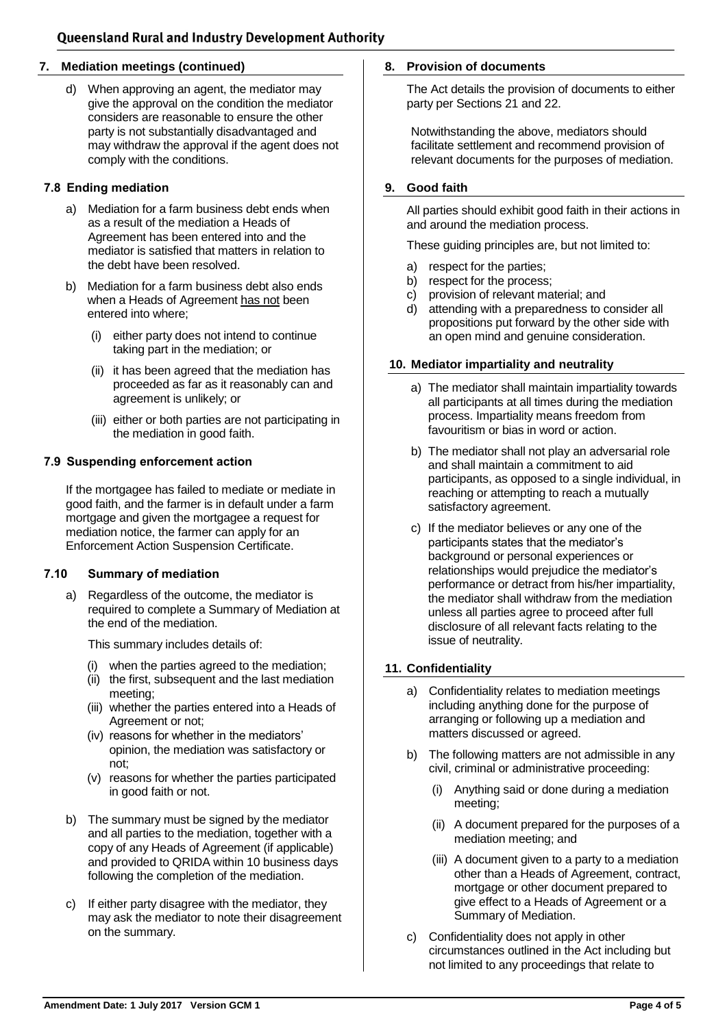## 7. Mediation meetings (continued)

d) When approving an agent, the mediator may give the approval on the condition the mediator considers are reasonable to ensure the other party is not substantially disadvantaged and may withdraw the approval if the agent does not comply with the conditions.

### 7.8 Ending mediation

a) Mediation for a farm business debt ends when as a result of the mediation a Heads of Agreement has been entered into and the mediator is satisfied that matters in relation to the debt have been resolved.

b) Mediation for a farm business debt also ends when a Heads of Agreement has not been entered into where;

   (i) either party does not intend to continue taking part in the mediation; or

   (ii) it has been agreed that the mediation has proceeded as far as it reasonably can and agreement is unlikely; or

   (iii) either or both parties are not participating in the mediation in good faith.

### 7.9 Suspending enforcement action

If the mortgagee has failed to mediate or mediate in good faith, and the farmer is in default under a farm mortgage and given the mortgagee a request for mediation notice, the farmer can apply for an Enforcement Action Suspension Certificate.

### 7.10 Summary of mediation

a) Regardless of the outcome, the mediator is required to complete a Summary of Mediation at the end of the mediation.

   This summary includes details of:

   (i) when the parties agreed to the mediation;
   (ii) the first, subsequent and the last mediation meeting;
   (iii) whether the parties entered into a Heads of Agreement or not;
   (iv) reasons for whether in the mediators' opinion, the mediation was satisfactory or not;
   (v) reasons for whether the parties participated in good faith or not.

b) The summary must be signed by the mediator and all parties to the mediation, together with a copy of any Heads of Agreement (if applicable) and provided to QRIDA within 10 business days following the completion of the mediation.

c) If either party disagree with the mediator, they may ask the mediator to note their disagreement on the summary.

## 8. Provision of documents

The Act details the provision of documents to either party per Sections 21 and 22.

Notwithstanding the above, mediators should facilitate settlement and recommend provision of relevant documents for the purposes of mediation.

## 9. Good faith

All parties should exhibit good faith in their actions in and around the mediation process.

These guiding principles are, but not limited to:

a) respect for the parties;
b) respect for the process;
c) provision of relevant material; and
d) attending with a preparedness to consider all propositions put forward by the other side with an open mind and genuine consideration.

## 10. Mediator impartiality and neutrality

a) The mediator shall maintain impartiality towards all participants at all times during the mediation process. Impartiality means freedom from favouritism or bias in word or action.

b) The mediator shall not play an adversarial role and shall maintain a commitment to aid participants, as opposed to a single individual, in reaching or attempting to reach a mutually satisfactory agreement.

c) If the mediator believes or any one of the participants states that the mediator's background or personal experiences or relationships would prejudice the mediator's performance or detract from his/her impartiality, the mediator shall withdraw from the mediation unless all parties agree to proceed after full disclosure of all relevant facts relating to the issue of neutrality.

## 11. Confidentiality

a) Confidentiality relates to mediation meetings including anything done for the purpose of arranging or following up a mediation and matters discussed or agreed.

b) The following matters are not admissible in any civil, criminal or administrative proceeding:

   (i) Anything said or done during a mediation meeting;

   (ii) A document prepared for the purposes of a mediation meeting; and

   (iii) A document given to a party to a mediation other than a Heads of Agreement, contract, mortgage or other document prepared to give effect to a Heads of Agreement or a Summary of Mediation.

c) Confidentiality does not apply in other circumstances outlined in the Act including but not limited to any proceedings that relate to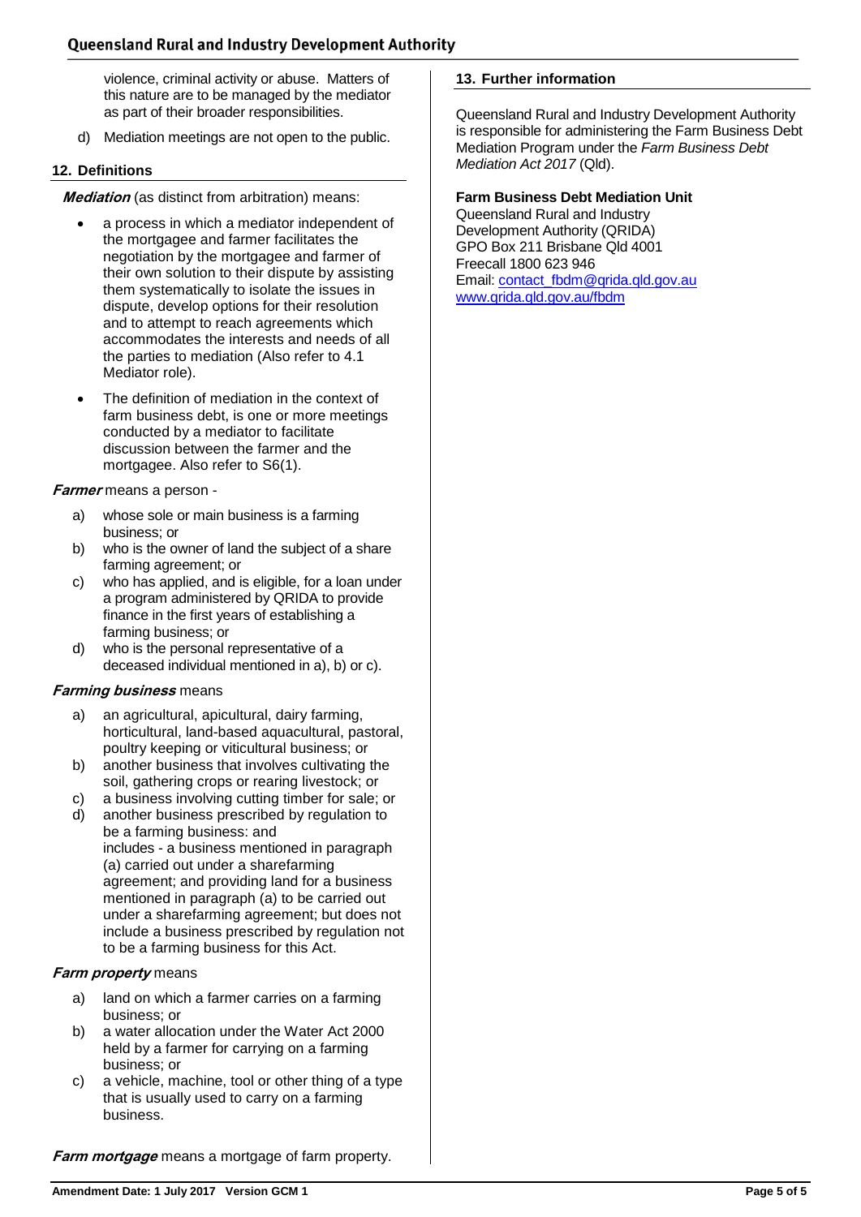violence, criminal activity or abuse. Matters of this nature are to be managed by the mediator as part of their broader responsibilities.

d) Mediation meetings are not open to the public.

## 12. Definitions

***Mediation*** (as distinct from arbitration) means:

- a process in which a mediator independent of the mortgagee and farmer facilitates the negotiation by the mortgagee and farmer of their own solution to their dispute by assisting them systematically to isolate the issues in dispute, develop options for their resolution and to attempt to reach agreements which accommodates the interests and needs of all the parties to mediation (Also refer to 4.1 Mediator role).
- The definition of mediation in the context of farm business debt, is one or more meetings conducted by a mediator to facilitate discussion between the farmer and the mortgagee. Also refer to S6(1).

***Farmer*** means a person -

a) whose sole or main business is a farming business; or
b) who is the owner of land the subject of a share farming agreement; or
c) who has applied, and is eligible, for a loan under a program administered by QRIDA to provide finance in the first years of establishing a farming business; or
d) who is the personal representative of a deceased individual mentioned in a), b) or c).

***Farming business*** means

a) an agricultural, apicultural, dairy farming, horticultural, land-based aquacultural, pastoral, poultry keeping or viticultural business; or
b) another business that involves cultivating the soil, gathering crops or rearing livestock; or
c) a business involving cutting timber for sale; or
d) another business prescribed by regulation to be a farming business: and
includes - a business mentioned in paragraph (a) carried out under a sharefarming agreement; and providing land for a business mentioned in paragraph (a) to be carried out under a sharefarming agreement; but does not include a business prescribed by regulation not to be a farming business for this Act.

***Farm property*** means

a) land on which a farmer carries on a farming business; or
b) a water allocation under the Water Act 2000 held by a farmer for carrying on a farming business; or
c) a vehicle, machine, tool or other thing of a type that is usually used to carry on a farming business.

***Farm mortgage*** means a mortgage of farm property.

## 13. Further information

Queensland Rural and Industry Development Authority is responsible for administering the Farm Business Debt Mediation Program under the *Farm Business Debt Mediation Act 2017* (Qld).

**Farm Business Debt Mediation Unit**
Queensland Rural and Industry Development Authority (QRIDA)
GPO Box 211 Brisbane Qld 4001
Freecall 1800 623 946
Email: contact_fbdm@qrida.qld.gov.au
www.qrida.qld.gov.au/fbdm